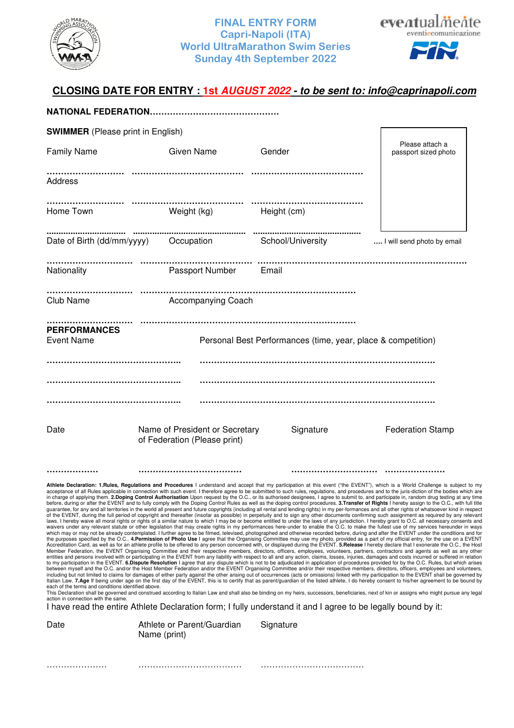# FINAL ENTRY FORM
## Capri-Napoli (ITA)
## World UltraMarathon Swim Series
## Sunday 4th September 2022

**CLOSING DATE FOR ENTRY : 1st *AUGUST 2022* - *to be sent to: info@caprinapoli.com***

**NATIONAL FEDERATION.............................................**

**SWIMMER** (Please print in English)

Please attach a passport sized photo

| Family Name | Given Name | Gender |
|---|---|---|
| ........................... | ....................................... | ....................................... |

| Address | | |
|---|---|---|
| ........................... | ....................................... | ....................................... |

| Home Town | Weight (kg) | Height (cm) |
|---|---|---|
| ........................... | ....................................... | ....................................... |

| Date of Birth (dd/mm/yyyy) | Occupation | School/University |
|---|---|---|
| ........................... | ....................................... | ....................................... |

.... I will send photo by email

| Nationality | Passport Number | Email |
|---|---|---|
| ........................... | ....................................... | ....................................... |

| Club Name | Accompanying Coach |
|---|---|
| ........................... | ............................................................................ |

**PERFORMANCES**

| Event Name | Personal Best Performances (time, year, place & competition) |
|---|---|
| ................................................ | ....................................................................................... |
| ................................................ | ....................................................................................... |
| ................................................ | ....................................................................................... |

| Date | Name of President or Secretary of Federation (Please print) | Signature | Federation Stamp |
|---|---|---|---|
| .................. | .................................... | .............................. | ..................... |

**Athlete Declaration: 1.Rules, Regulations and Procedures** I understand and accept that my participation at this event ("the EVENT"), which is a World Challenge is subject to my acceptance of all Rules applicable in connection with such event. I therefore agree to be submitted to such rules, regulations, and procedures and to the juris-diction of the bodies which are in charge of applying them. **2.Doping Control Authorisation** Upon request by the O.C., or its authorised designees, I agree to submit to, and participate in, random drug testing at any time before, during or after the EVENT and to fully comply with the Doping Control Rules as well as the doping control procedures. **3.Transfer of Rights** I hereby assign to the O.C., with full title guarantee, for any and all territories in the world all present and future copyrights (including all rental and lending rights) in my per-formances and all other rights of whatsoever kind in respect of the EVENT, during the full period of copyright and thereafter (insofar as possible) in perpetuity and to sign any other documents confirming such assignment as required by any relevant laws. I hereby waive all moral rights or rights of a similar nature to which I may be or become entitled to under the laws of any jurisdiction. I hereby grant to O.C. all necessary consents and waivers under any relevant statute or other legislation that may create rights in my performances here-under to enable the O.C. to make the fullest use of my services hereunder in ways which may or may not be already contemplated. I further agree to be filmed, televised, photographed and otherwise recorded before, during and after the EVENT under the conditions and for the purposes specified by the O.C.. **4.Permission of Photo Use** I agree that the Organising Committee may use my photo, provided as a part of my official entry, for the use on a EVENT Accreditation Card, as well as for an athlete profile to be offered to any person concerned with, or displayed during the EVENT. **5.Release** I hereby declare that I exonerate the O.C., the Host Member Federation, the EVENT Organising Committee and their respective members, directors, officers, employees, volunteers, partners, contractors and agents as well as any other entities and persons involved with or participating in the EVENT from any liability with respect to all and any action, claims, losses, injuries, damages and costs incurred or suffered in relation to my participation in the EVENT. **6.Dispute Resolution** I agree that any dispute which is not to be adjudicated in application of procedures provided for by the O.C. Rules, but which arises between myself and the O.C. and/or the Host Member Federation and/or the EVENT Organising Committee and/or their respective members, directors, officers, employees and volunteers, including but not limited to claims for damages of either party against the other arising out of occurrences (acts or omissions) linked with my participation to the EVENT shall be governed by Italian Law. **7.Age** If being under age on the first day of the EVENT, this is to certify that as parent/guardian of the listed athlete, I do hereby consent to his/her agreement to be bound by each of the terms and conditions identified above.

This Declaration shall be governed and construed according to Italian Law and shall also be binding on my heirs, successors, beneficiaries, next of kin or assigns who might pursue any legal action in connection with the same.

I have read the entire Athlete Declaration form; I fully understand it and I agree to be legally bound by it:

| Date | Athlete or Parent/Guardian Name (print) | Signature |
|---|---|---|
| ..................... | ................................... | ................................... |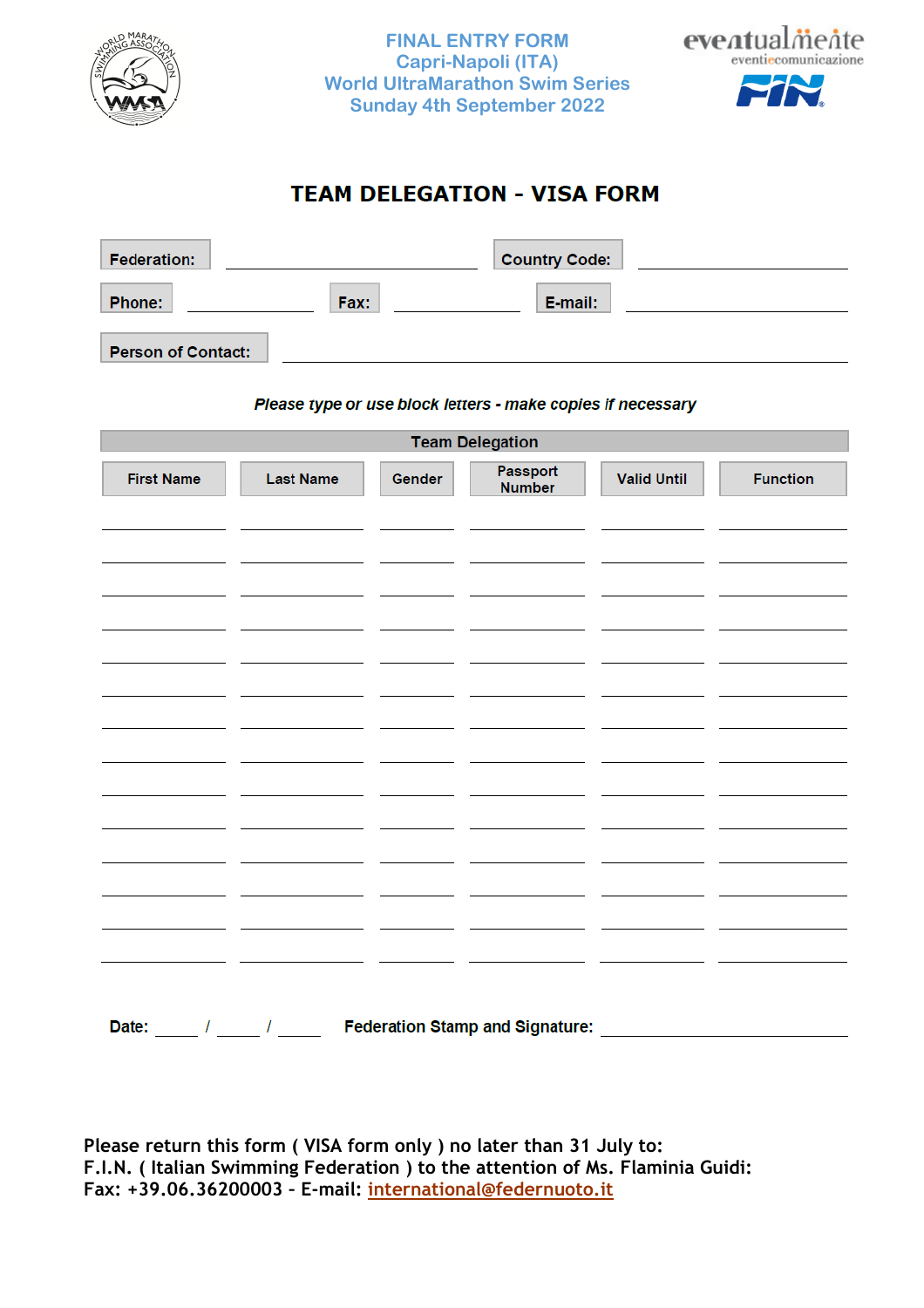FINAL ENTRY FORM
Capri-Napoli (ITA)
World UltraMarathon Swim Series
Sunday 4th September 2022

# TEAM DELEGATION - VISA FORM

**Federation:** ______________________ **Country Code:** ______________________

**Phone:** ____________ **Fax:** ____________ **E-mail:** ____________________

**Person of Contact:** ______________________________________________

*Please type or use block letters - make copies if necessary*

| Team Delegation | | | | | |
|---|---|---|---|---|---|
| First Name | Last Name | Gender | Passport Number | Valid Until | Function |
| | | | | | |
| | | | | | |
| | | | | | |
| | | | | | |
| | | | | | |
| | | | | | |
| | | | | | |
| | | | | | |
| | | | | | |
| | | | | | |
| | | | | | |
| | | | | | |
| | | | | | |
| | | | | | |

**Date:** _____ / _____ / _____ **Federation Stamp and Signature:** ______________________

Please return this form ( VISA form only ) no later than 31 July to:
F.I.N. ( Italian Swimming Federation ) to the attention of Ms. Flaminia Guidi:
Fax: +39.06.36200003 - E-mail: international@federnuoto.it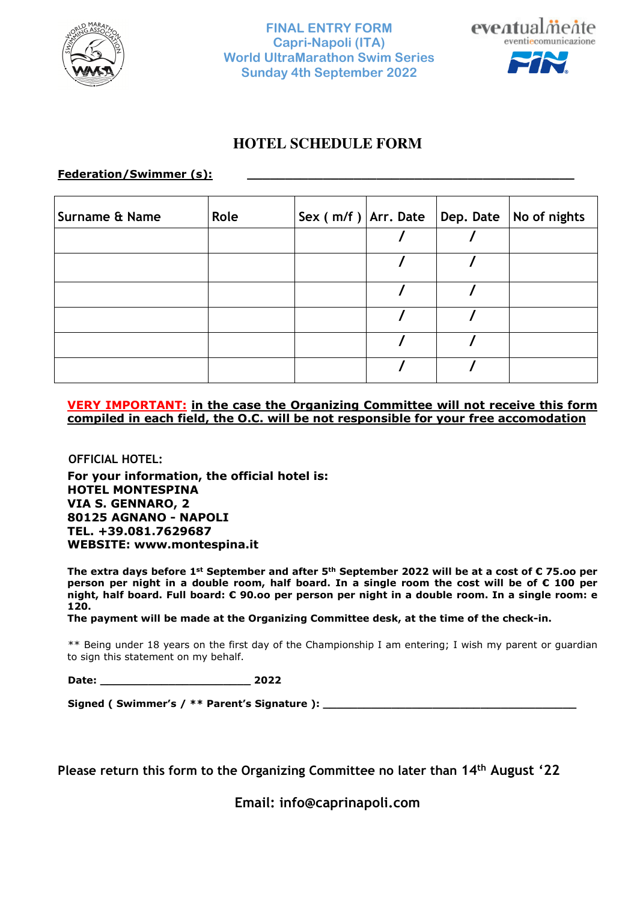**FINAL ENTRY FORM**
**Capri-Napoli (ITA)**
**World UltraMarathon Swim Series**
**Sunday 4th September 2022**

# HOTEL SCHEDULE FORM

**Federation/Swimmer (s):** ________________________________________________

| Surname & Name | Role | Sex ( m/f ) | Arr. Date | Dep. Date | No of nights |
|---|---|---|---|---|---|
| | | | / | / | |
| | | | / | / | |
| | | | / | / | |
| | | | / | / | |
| | | | / | / | |
| | | | / | / | |

**VERY IMPORTANT:** **in the case the Organizing Committee will not receive this form compiled in each field, the O.C. will be not responsible for your free accomodation**

OFFICIAL HOTEL:

**For your information, the official hotel is:**
**HOTEL MONTESPINA**
**VIA S. GENNARO, 2**
**80125 AGNANO - NAPOLI**
**TEL. +39.081.7629687**
**WEBSITE: www.montespina.it**

**The extra days before 1st September and after 5th September 2022 will be at a cost of € 75.oo per person per night in a double room, half board. In a single room the cost will be of € 100 per night, half board. Full board: € 90.oo per person per night in a double room. In a single room: e 120.**
**The payment will be made at the Organizing Committee desk, at the time of the check-in.**

** Being under 18 years on the first day of the Championship I am entering; I wish my parent or guardian to sign this statement on my behalf.

**Date:** ________________________ **2022**

**Signed ( Swimmer's / ** Parent's Signature ):** ________________________________________

Please return this form to the Organizing Committee no later than 14th August '22

Email: info@caprinapoli.com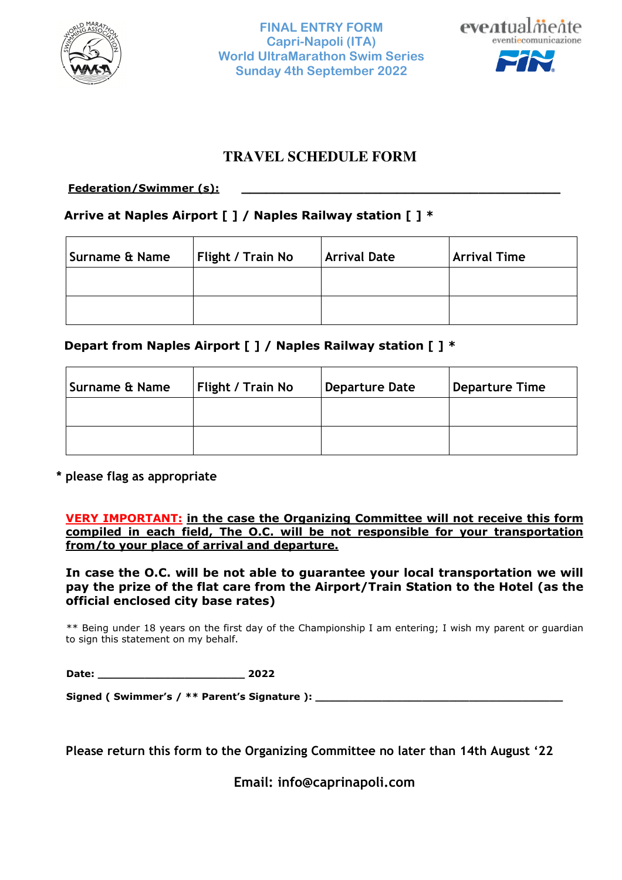**FINAL ENTRY FORM**
**Capri-Napoli (ITA)**
**World UltraMarathon Swim Series**
**Sunday 4th September 2022**

# TRAVEL SCHEDULE FORM

**Federation/Swimmer (s):** ___________________________________________

**Arrive at Naples Airport [ ] / Naples Railway station [ ] ***

| Surname & Name | Flight / Train No | Arrival Date | Arrival Time |
|---|---|---|---|
| | | | |
| | | | |

**Depart from Naples Airport [ ] / Naples Railway station [ ] ***

| Surname & Name | Flight / Train No | Departure Date | Departure Time |
|---|---|---|---|
| | | | |
| | | | |

**\*** please flag as appropriate

**VERY IMPORTANT:** **in the case the Organizing Committee will not receive this form compiled in each field, The O.C. will be not responsible for your transportation from/to your place of arrival and departure.**

**In case the O.C. will be not able to guarantee your local transportation we will pay the prize of the flat care from the Airport/Train Station to the Hotel (as the official enclosed city base rates)**

** Being under 18 years on the first day of the Championship I am entering; I wish my parent or guardian to sign this statement on my behalf.

**Date:** ______________________ **2022**

**Signed ( Swimmer's / ** Parent's Signature ):** ______________________________________

Please return this form to the Organizing Committee no later than 14th August '22

Email: info@caprinapoli.com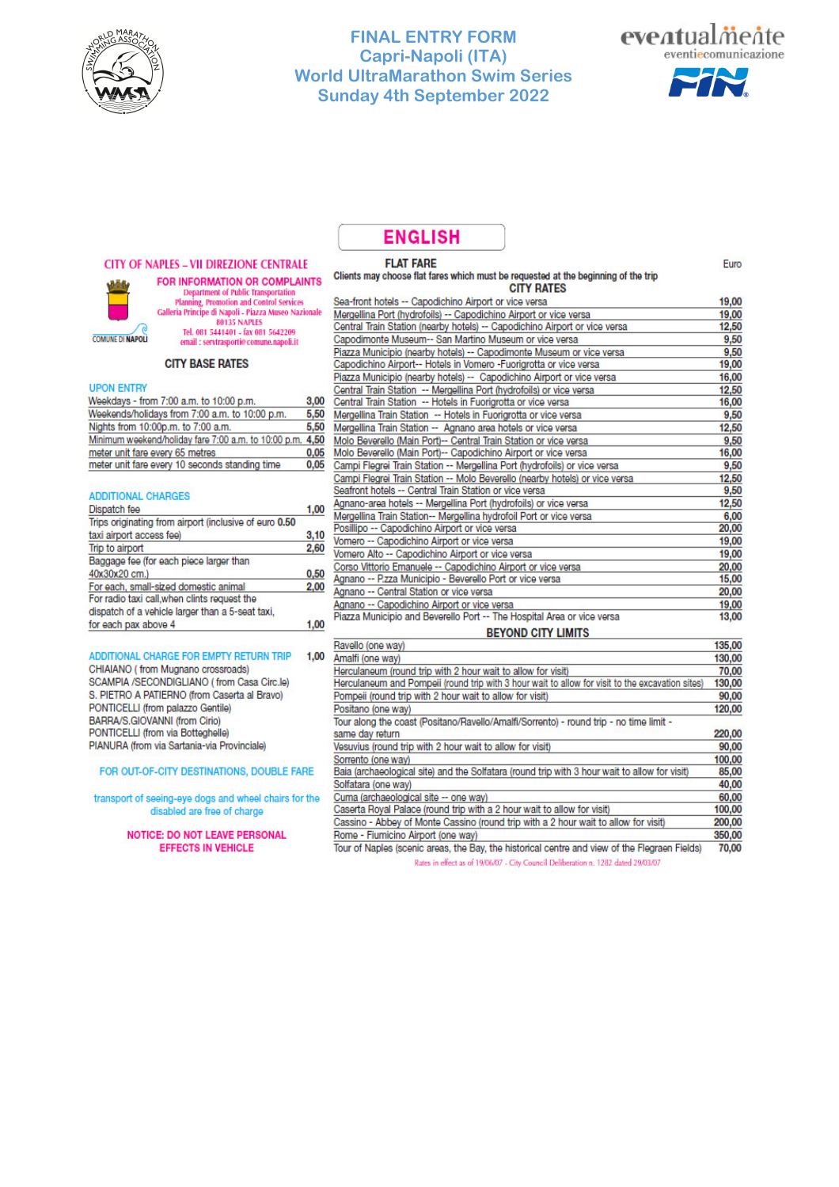# FINAL ENTRY FORM
## Capri-Napoli (ITA)
## World UltraMarathon Swim Series
## Sunday 4th September 2022

eventualmente
eventiecomunicazione

FIN

## ENGLISH

### CITY OF NAPLES – VII DIREZIONE CENTRALE

**FOR INFORMATION OR COMPLAINTS**
Department of Public Transportation
Planning, Promotion and Control Services
Galleria Principe di Napoli - Piazza Museo Nazionale
80135 NAPLES
Tel. 081 5441401 - fax 081 5642209
email : servtrasporti@comune.napoli.it

COMUNE DI NAPOLI

### CITY BASE RATES

**UPON ENTRY**

| | |
|---|---|
| Weekdays - from 7:00 a.m. to 10:00 p.m. | 3,00 |
| Weekends/holidays from 7:00 a.m. to 10:00 p.m. | 5,50 |
| Nights from 10:00p.m. to 7:00 a.m. | 5,50 |
| Minimum weekend/holiday fare 7:00 a.m. to 10:00 p.m. | 4,50 |
| meter unit fare every 65 metres | 0,05 |
| meter unit fare every 10 seconds standing time | 0,05 |

**ADDITIONAL CHARGES**

| | |
|---|---|
| Dispatch fee | 1,00 |
| Trips originating from airport (inclusive of euro 0.50 taxi airport access fee) | 3,10 |
| Trip to airport | 2,60 |
| Baggage fee (for each piece larger than 40x30x20 cm.) | 0,50 |
| For each, small-sized domestic animal | 2,00 |
| For radio taxi call,when clints request the dispatch of a vehicle larger than a 5-seat taxi, for each pax above 4 | 1,00 |

**ADDITIONAL CHARGE FOR EMPTY RETURN TRIP** 1,00

CHIAIANO ( from Mugnano crossroads)
SCAMPIA /SECONDIGLIANO ( from Casa Circ.le)
S. PIETRO A PATIERNO (from Caserta al Bravo)
PONTICELLI (from palazzo Gentile)
BARRA/S.GIOVANNI (from Cirio)
PONTICELLI (from via Botteghelle)
PIANURA (from via Sartania-via Provinciale)

**FOR OUT-OF-CITY DESTINATIONS, DOUBLE FARE**

transport of seeing-eye dogs and wheel chairs for the disabled are free of charge

**NOTICE: DO NOT LEAVE PERSONAL EFFECTS IN VEHICLE**

### FLAT FARE

Clients may choose flat fares which must be requested at the beginning of the trip

| CITY RATES | Euro |
|---|---|
| Sea-front hotels -- Capodichino Airport or vice versa | 19,00 |
| Mergellina Port (hydrofoils) -- Capodichino Airport or vice versa | 19,00 |
| Central Train Station (nearby hotels) -- Capodichino Airport or vice versa | 12,50 |
| Capodimonte Museum-- San Martino Museum or vice versa | 9,50 |
| Piazza Municipio (nearby hotels) -- Capodimonte Museum or vice versa | 9,50 |
| Capodichino Airport-- Hotels in Vomero -Fuorigrotta or vice versa | 19,00 |
| Piazza Municipio (nearby hotels) -- Capodichino Airport or vice versa | 16,00 |
| Central Train Station -- Mergellina Port (hydrofoils) or vice versa | 12,50 |
| Central Train Station -- Hotels in Fuorigrotta or vice versa | 16,00 |
| Mergellina Train Station -- Hotels in Fuorigrotta or vice versa | 9,50 |
| Mergellina Train Station -- Agnano area hotels or vice versa | 12,50 |
| Molo Beverello (Main Port)-- Central Train Station or vice versa | 9,50 |
| Molo Beverello (Main Port)-- Capodichino Airport or vice versa | 16,00 |
| Campi Flegrei Train Station -- Mergellina Port (hydrofoils) or vice versa | 9,50 |
| Campi Flegrei Train Station -- Molo Beverello (nearby hotels) or vice versa | 12,50 |
| Seafront hotels -- Central Train Station or vice versa | 9,50 |
| Agnano-area hotels -- Mergellina Port (hydrofoils) or vice versa | 12,50 |
| Mergellina Train Station-- Mergellina hydrofoil Port or vice versa | 6,00 |
| Posillipo -- Capodichino Airport or vice versa | 20,00 |
| Vomero -- Capodichino Airport or vice versa | 19,00 |
| Vomero Alto -- Capodichino Airport or vice versa | 19,00 |
| Corso Vittorio Emanuele -- Capodichino Airport or vice versa | 20,00 |
| Agnano -- P.zza Municipio - Beverello Port or vice versa | 15,00 |
| Agnano -- Central Station or vice versa | 20,00 |
| Agnano -- Capodichino Airport or vice versa | 19,00 |
| Piazza Municipio and Beverello Port -- The Hospital Area or vice versa | 13,00 |

| BEYOND CITY LIMITS | |
|---|---|
| Ravello (one way) | 135,00 |
| Amalfi (one way) | 130,00 |
| Herculaneum (round trip with 2 hour wait to allow for visit) | 70,00 |
| Herculaneum and Pompeii (round trip with 3 hour wait to allow for visit to the excavation sites) | 130,00 |
| Pompeii (round trip with 2 hour wait to allow for visit) | 90,00 |
| Positano (one way) | 120,00 |
| Tour along the coast (Positano/Ravello/Amalfi/Sorrento) - round trip - no time limit - same day return | 220,00 |
| Vesuvius (round trip with 2 hour wait to allow for visit) | 90,00 |
| Sorrento (one way) | 100,00 |
| Baia (archaeological site) and the Solfatara (round trip with 3 hour wait to allow for visit) | 85,00 |
| Solfatara (one way) | 40,00 |
| Cuma (archaeological site -- one way) | 60,00 |
| Caserta Royal Palace (round trip with a 2 hour wait to allow for visit) | 100,00 |
| Cassino - Abbey of Monte Cassino (round trip with a 2 hour wait to allow for visit) | 200,00 |
| Rome - Fiumicino Airport (one way) | 350,00 |
| Tour of Naples (scenic areas, the Bay, the historical centre and view of the Flegrean Fields) | 70,00 |

Rates in effect as of 19/06/07 - City Council Deliberation n. 1282 dated 29/03/07